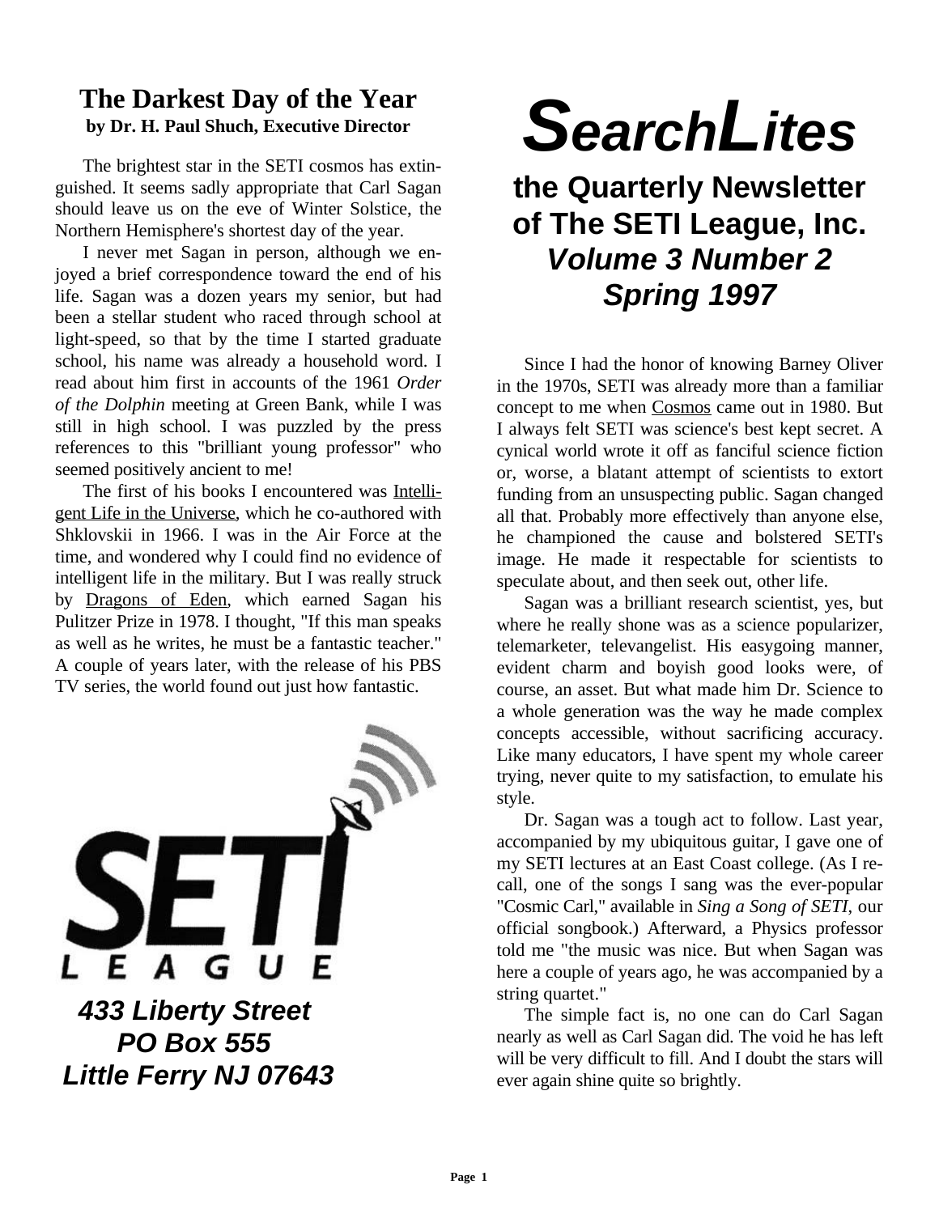# SearchLites

## the Quarterly Newsletter of The SETI League, Inc.

### *Volume 3 Number 2*
### *Spring 1997*

***433 Liberty Street***
***PO Box 555***
***Little Ferry NJ 07643***

## The Darkest Day of the Year

**by Dr. H. Paul Shuch, Executive Director**

The brightest star in the SETI cosmos has extinguished. It seems sadly appropriate that Carl Sagan should leave us on the eve of Winter Solstice, the Northern Hemisphere's shortest day of the year.

I never met Sagan in person, although we enjoyed a brief correspondence toward the end of his life. Sagan was a dozen years my senior, but had been a stellar student who raced through school at light-speed, so that by the time I started graduate school, his name was already a household word. I read about him first in accounts of the 1961 *Order of the Dolphin* meeting at Green Bank, while I was still in high school. I was puzzled by the press references to this "brilliant young professor" who seemed positively ancient to me!

The first of his books I encountered was Intelligent Life in the Universe, which he co-authored with Shklovskii in 1966. I was in the Air Force at the time, and wondered why I could find no evidence of intelligent life in the military. But I was really struck by Dragons of Eden, which earned Sagan his Pulitzer Prize in 1978. I thought, "If this man speaks as well as he writes, he must be a fantastic teacher." A couple of years later, with the release of his PBS TV series, the world found out just how fantastic.

Since I had the honor of knowing Barney Oliver in the 1970s, SETI was already more than a familiar concept to me when Cosmos came out in 1980. But I always felt SETI was science's best kept secret. A cynical world wrote it off as fanciful science fiction or, worse, a blatant attempt of scientists to extort funding from an unsuspecting public. Sagan changed all that. Probably more effectively than anyone else, he championed the cause and bolstered SETI's image. He made it respectable for scientists to speculate about, and then seek out, other life.

Sagan was a brilliant research scientist, yes, but where he really shone was as a science popularizer, telemarketer, televangelist. His easygoing manner, evident charm and boyish good looks were, of course, an asset. But what made him Dr. Science to a whole generation was the way he made complex concepts accessible, without sacrificing accuracy. Like many educators, I have spent my whole career trying, never quite to my satisfaction, to emulate his style.

Dr. Sagan was a tough act to follow. Last year, accompanied by my ubiquitous guitar, I gave one of my SETI lectures at an East Coast college. (As I recall, one of the songs I sang was the ever-popular "Cosmic Carl," available in *Sing a Song of SETI*, our official songbook.) Afterward, a Physics professor told me "the music was nice. But when Sagan was here a couple of years ago, he was accompanied by a string quartet."

The simple fact is, no one can do Carl Sagan nearly as well as Carl Sagan did. The void he has left will be very difficult to fill. And I doubt the stars will ever again shine quite so brightly.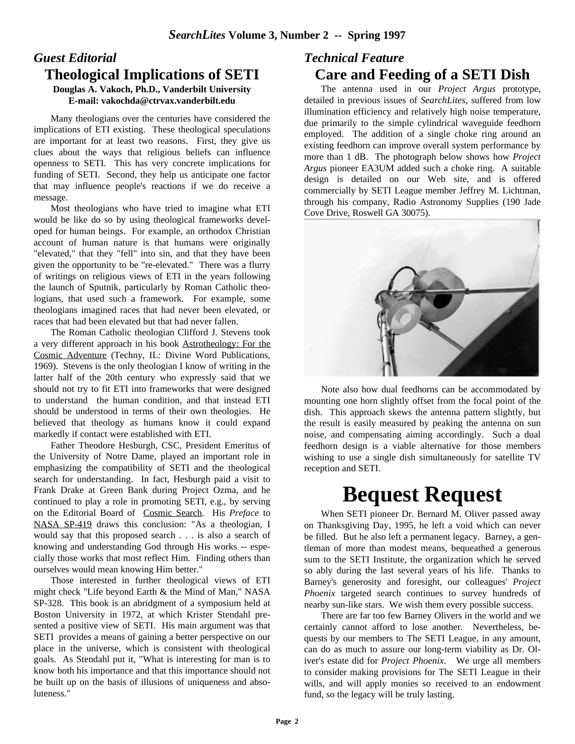## *Guest Editorial*

# Theological Implications of SETI

**Douglas A. Vakoch, Ph.D., Vanderbilt University**
**E-mail: vakochda@ctrvax.vanderbilt.edu**

Many theologians over the centuries have considered the implications of ETI existing. These theological speculations are important for at least two reasons. First, they give us clues about the ways that religious beliefs can influence openness to SETI. This has very concrete implications for funding of SETI. Second, they help us anticipate one factor that may influence people's reactions if we do receive a message.

Most theologians who have tried to imagine what ETI would be like do so by using theological frameworks developed for human beings. For example, an orthodox Christian account of human nature is that humans were originally "elevated," that they "fell" into sin, and that they have been given the opportunity to be "re-elevated." There was a flurry of writings on religious views of ETI in the years following the launch of Sputnik, particularly by Roman Catholic theologians, that used such a framework. For example, some theologians imagined races that had never been elevated, or races that had been elevated but that had never fallen.

The Roman Catholic theologian Clifford J. Stevens took a very different approach in his book Astrotheology: For the Cosmic Adventure (Techny, IL: Divine Word Publications, 1969). Stevens is the only theologian I know of writing in the latter half of the 20th century who expressly said that we should not try to fit ETI into frameworks that were designed to understand the human condition, and that instead ETI should be understood in terms of their own theologies. He believed that theology as humans know it could expand markedly if contact were established with ETI.

Father Theodore Hesburgh, CSC, President Emeritus of the University of Notre Dame, played an important role in emphasizing the compatibility of SETI and the theological search for understanding. In fact, Hesburgh paid a visit to Frank Drake at Green Bank during Project Ozma, and he continued to play a role in promoting SETI, e.g., by serving on the Editorial Board of Cosmic Search. His *Preface* to NASA SP-419 draws this conclusion: "As a theologian, I would say that this proposed search . . . is also a search of knowing and understanding God through His works -- especially those works that most reflect Him. Finding others than ourselves would mean knowing Him better."

Those interested in further theological views of ETI might check "Life beyond Earth & the Mind of Man," NASA SP-328. This book is an abridgment of a symposium held at Boston University in 1972, at which Krister Stendahl presented a positive view of SETI. His main argument was that SETI provides a means of gaining a better perspective on our place in the universe, which is consistent with theological goals. As Stendahl put it, "What is interesting for man is to know both his importance and that this importance should not be built up on the basis of illusions of uniqueness and absoluteness."

## *Technical Feature*

# Care and Feeding of a SETI Dish

The antenna used in our *Project Argus* prototype, detailed in previous issues of *SearchLites*, suffered from low illumination efficiency and relatively high noise temperature, due primarily to the simple cylindrical waveguide feedhorn employed. The addition of a single choke ring around an existing feedhorn can improve overall system performance by more than 1 dB. The photograph below shows how *Project Argus* pioneer EA3UM added such a choke ring. A suitable design is detailed on our Web site, and is offered commercially by SETI League member Jeffrey M. Lichtman, through his company, Radio Astronomy Supplies (190 Jade Cove Drive, Roswell GA 30075).

Note also how dual feedhorns can be accommodated by mounting one horn slightly offset from the focal point of the dish. This approach skews the antenna pattern slightly, but the result is easily measured by peaking the antenna on sun noise, and compensating aiming accordingly. Such a dual feedhorn design is a viable alternative for those members wishing to use a single dish simultaneously for satellite TV reception and SETI.

# Bequest Request

When SETI pioneer Dr. Bernard M. Oliver passed away on Thanksgiving Day, 1995, he left a void which can never be filled. But he also left a permanent legacy. Barney, a gentleman of more than modest means, bequeathed a generous sum to the SETI Institute, the organization which he served so ably during the last several years of his life. Thanks to Barney's generosity and foresight, our colleagues' *Project Phoenix* targeted search continues to survey hundreds of nearby sun-like stars. We wish them every possible success.

There are far too few Barney Olivers in the world and we certainly cannot afford to lose another. Nevertheless, bequests by our members to The SETI League, in any amount, can do as much to assure our long-term viability as Dr. Oliver's estate did for *Project Phoenix*. We urge all members to consider making provisions for The SETI League in their wills, and will apply monies so received to an endowment fund, so the legacy will be truly lasting.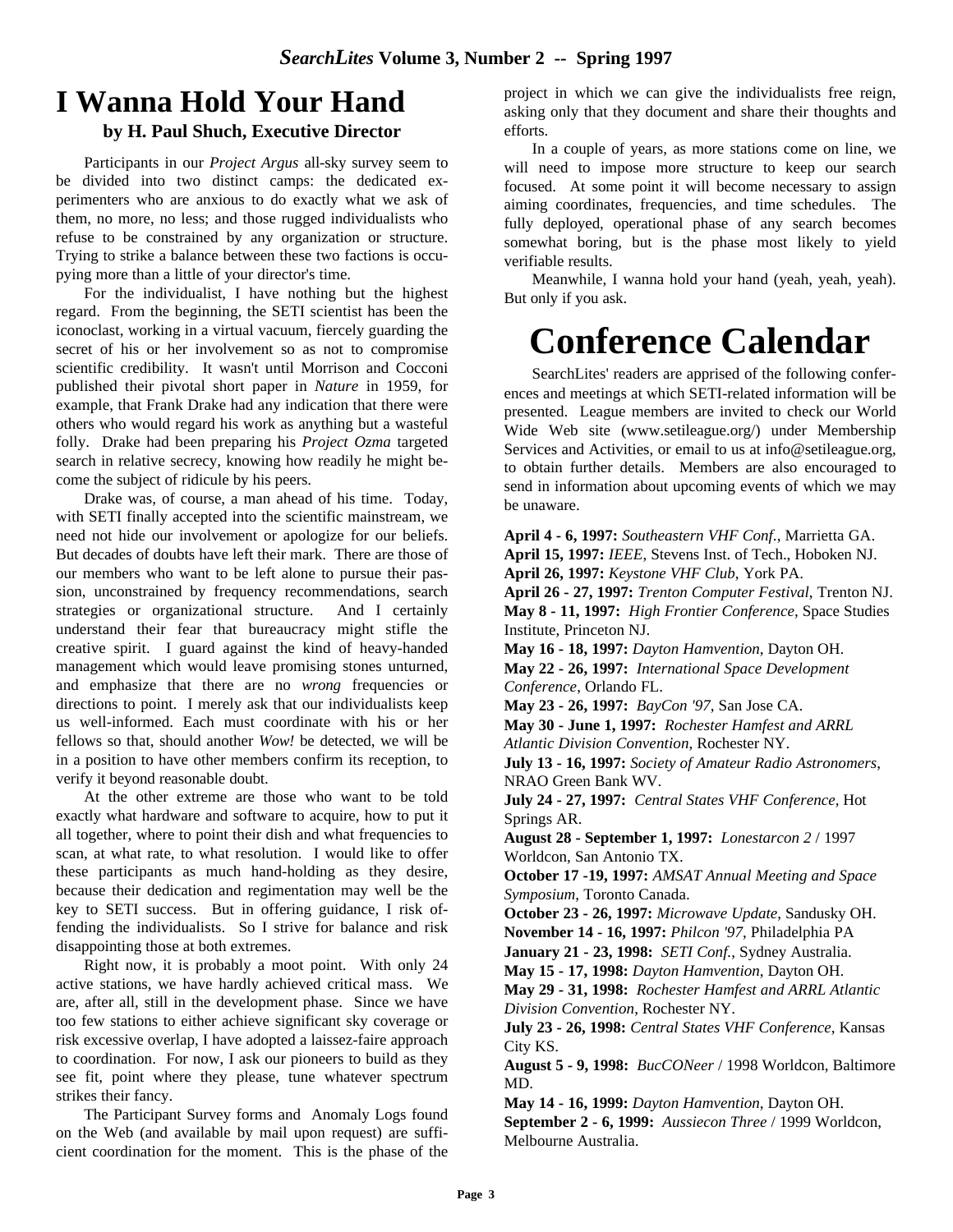# I Wanna Hold Your Hand

**by H. Paul Shuch, Executive Director**

Participants in our *Project Argus* all-sky survey seem to be divided into two distinct camps: the dedicated experimenters who are anxious to do exactly what we ask of them, no more, no less; and those rugged individualists who refuse to be constrained by any organization or structure. Trying to strike a balance between these two factions is occupying more than a little of your director's time.

For the individualist, I have nothing but the highest regard. From the beginning, the SETI scientist has been the iconoclast, working in a virtual vacuum, fiercely guarding the secret of his or her involvement so as not to compromise scientific credibility. It wasn't until Morrison and Cocconi published their pivotal short paper in *Nature* in 1959, for example, that Frank Drake had any indication that there were others who would regard his work as anything but a wasteful folly. Drake had been preparing his *Project Ozma* targeted search in relative secrecy, knowing how readily he might become the subject of ridicule by his peers.

Drake was, of course, a man ahead of his time. Today, with SETI finally accepted into the scientific mainstream, we need not hide our involvement or apologize for our beliefs. But decades of doubts have left their mark. There are those of our members who want to be left alone to pursue their passion, unconstrained by frequency recommendations, search strategies or organizational structure. And I certainly understand their fear that bureaucracy might stifle the creative spirit. I guard against the kind of heavy-handed management which would leave promising stones unturned, and emphasize that there are no *wrong* frequencies or directions to point. I merely ask that our individualists keep us well-informed. Each must coordinate with his or her fellows so that, should another *Wow!* be detected, we will be in a position to have other members confirm its reception, to verify it beyond reasonable doubt.

At the other extreme are those who want to be told exactly what hardware and software to acquire, how to put it all together, where to point their dish and what frequencies to scan, at what rate, to what resolution. I would like to offer these participants as much hand-holding as they desire, because their dedication and regimentation may well be the key to SETI success. But in offering guidance, I risk offending the individualists. So I strive for balance and risk disappointing those at both extremes.

Right now, it is probably a moot point. With only 24 active stations, we have hardly achieved critical mass. We are, after all, still in the development phase. Since we have too few stations to either achieve significant sky coverage or risk excessive overlap, I have adopted a laissez-faire approach to coordination. For now, I ask our pioneers to build as they see fit, point where they please, tune whatever spectrum strikes their fancy.

The Participant Survey forms and Anomaly Logs found on the Web (and available by mail upon request) are sufficient coordination for the moment. This is the phase of the project in which we can give the individualists free reign, asking only that they document and share their thoughts and efforts.

In a couple of years, as more stations come on line, we will need to impose more structure to keep our search focused. At some point it will become necessary to assign aiming coordinates, frequencies, and time schedules. The fully deployed, operational phase of any search becomes somewhat boring, but is the phase most likely to yield verifiable results.

Meanwhile, I wanna hold your hand (yeah, yeah, yeah). But only if you ask.

# Conference Calendar

SearchLites' readers are apprised of the following conferences and meetings at which SETI-related information will be presented. League members are invited to check our World Wide Web site (www.setileague.org/) under Membership Services and Activities, or email to us at info@setileague.org, to obtain further details. Members are also encouraged to send in information about upcoming events of which we may be unaware.

**April 4 - 6, 1997:** *Southeastern VHF Conf.*, Marrietta GA.
**April 15, 1997:** *IEEE*, Stevens Inst. of Tech., Hoboken NJ.
**April 26, 1997:** *Keystone VHF Club*, York PA.
**April 26 - 27, 1997:** *Trenton Computer Festival*, Trenton NJ.
**May 8 - 11, 1997:** *High Frontier Conference*, Space Studies Institute, Princeton NJ.
**May 16 - 18, 1997:** *Dayton Hamvention*, Dayton OH.
**May 22 - 26, 1997:** *International Space Development Conference*, Orlando FL.
**May 23 - 26, 1997:** *BayCon '97*, San Jose CA.
**May 30 - June 1, 1997:** *Rochester Hamfest and ARRL Atlantic Division Convention*, Rochester NY.
**July 13 - 16, 1997:** *Society of Amateur Radio Astronomers*, NRAO Green Bank WV.
**July 24 - 27, 1997:** *Central States VHF Conference*, Hot Springs AR.
**August 28 - September 1, 1997:** *Lonestarcon 2* / 1997 Worldcon, San Antonio TX.
**October 17 -19, 1997:** *AMSAT Annual Meeting and Space Symposium*, Toronto Canada.
**October 23 - 26, 1997:** *Microwave Update*, Sandusky OH.
**November 14 - 16, 1997:** *Philcon '97*, Philadelphia PA
**January 21 - 23, 1998:** *SETI Conf.*, Sydney Australia.
**May 15 - 17, 1998:** *Dayton Hamvention*, Dayton OH.
**May 29 - 31, 1998:** *Rochester Hamfest and ARRL Atlantic Division Convention*, Rochester NY.
**July 23 - 26, 1998:** *Central States VHF Conference*, Kansas City KS.
**August 5 - 9, 1998:** *BucCONeer* / 1998 Worldcon, Baltimore MD.
**May 14 - 16, 1999:** *Dayton Hamvention*, Dayton OH.
**September 2 - 6, 1999:** *Aussiecon Three* / 1999 Worldcon, Melbourne Australia.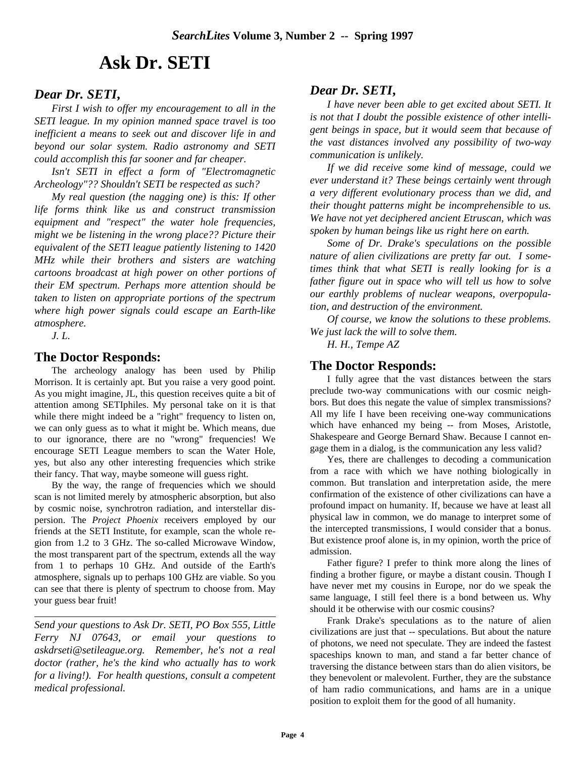# Ask Dr. SETI

### *Dear Dr. SETI,*

*First I wish to offer my encouragement to all in the SETI league. In my opinion manned space travel is too inefficient a means to seek out and discover life in and beyond our solar system. Radio astronomy and SETI could accomplish this far sooner and far cheaper.*

*Isn't SETI in effect a form of "Electromagnetic Archeology"?? Shouldn't SETI be respected as such?*

*My real question (the nagging one) is this: If other life forms think like us and construct transmission equipment and "respect" the water hole frequencies, might we be listening in the wrong place?? Picture their equivalent of the SETI league patiently listening to 1420 MHz while their brothers and sisters are watching cartoons broadcast at high power on other portions of their EM spectrum. Perhaps more attention should be taken to listen on appropriate portions of the spectrum where high power signals could escape an Earth-like atmosphere.*

*J. L.*

### The Doctor Responds:

The archeology analogy has been used by Philip Morrison. It is certainly apt. But you raise a very good point. As you might imagine, JL, this question receives quite a bit of attention among SETIphiles. My personal take on it is that while there might indeed be a "right" frequency to listen on, we can only guess as to what it might be. Which means, due to our ignorance, there are no "wrong" frequencies! We encourage SETI League members to scan the Water Hole, yes, but also any other interesting frequencies which strike their fancy. That way, maybe someone will guess right.

By the way, the range of frequencies which we should scan is not limited merely by atmospheric absorption, but also by cosmic noise, synchrotron radiation, and interstellar dispersion. The *Project Phoenix* receivers employed by our friends at the SETI Institute, for example, scan the whole region from 1.2 to 3 GHz. The so-called Microwave Window, the most transparent part of the spectrum, extends all the way from 1 to perhaps 10 GHz. And outside of the Earth's atmosphere, signals up to perhaps 100 GHz are viable. So you can see that there is plenty of spectrum to choose from. May your guess bear fruit!

---

*Send your questions to Ask Dr. SETI, PO Box 555, Little Ferry NJ 07643, or email your questions to askdrseti@setileague.org. Remember, he's not a real doctor (rather, he's the kind who actually has to work for a living!). For health questions, consult a competent medical professional.*

### *Dear Dr. SETI,*

*I have never been able to get excited about SETI. It is not that I doubt the possible existence of other intelligent beings in space, but it would seem that because of the vast distances involved any possibility of two-way communication is unlikely.*

*If we did receive some kind of message, could we ever understand it? These beings certainly went through a very different evolutionary process than we did, and their thought patterns might be incomprehensible to us. We have not yet deciphered ancient Etruscan, which was spoken by human beings like us right here on earth.*

*Some of Dr. Drake's speculations on the possible nature of alien civilizations are pretty far out. I sometimes think that what SETI is really looking for is a father figure out in space who will tell us how to solve our earthly problems of nuclear weapons, overpopulation, and destruction of the environment.*

*Of course, we know the solutions to these problems. We just lack the will to solve them.*

*H. H., Tempe AZ*

### The Doctor Responds:

I fully agree that the vast distances between the stars preclude two-way communications with our cosmic neighbors. But does this negate the value of simplex transmissions? All my life I have been receiving one-way communications which have enhanced my being -- from Moses, Aristotle, Shakespeare and George Bernard Shaw. Because I cannot engage them in a dialog, is the communication any less valid?

Yes, there are challenges to decoding a communication from a race with which we have nothing biologically in common. But translation and interpretation aside, the mere confirmation of the existence of other civilizations can have a profound impact on humanity. If, because we have at least all physical law in common, we do manage to interpret some of the intercepted transmissions, I would consider that a bonus. But existence proof alone is, in my opinion, worth the price of admission.

Father figure? I prefer to think more along the lines of finding a brother figure, or maybe a distant cousin. Though I have never met my cousins in Europe, nor do we speak the same language, I still feel there is a bond between us. Why should it be otherwise with our cosmic cousins?

Frank Drake's speculations as to the nature of alien civilizations are just that -- speculations. But about the nature of photons, we need not speculate. They are indeed the fastest spaceships known to man, and stand a far better chance of traversing the distance between stars than do alien visitors, be they benevolent or malevolent. Further, they are the substance of ham radio communications, and hams are in a unique position to exploit them for the good of all humanity.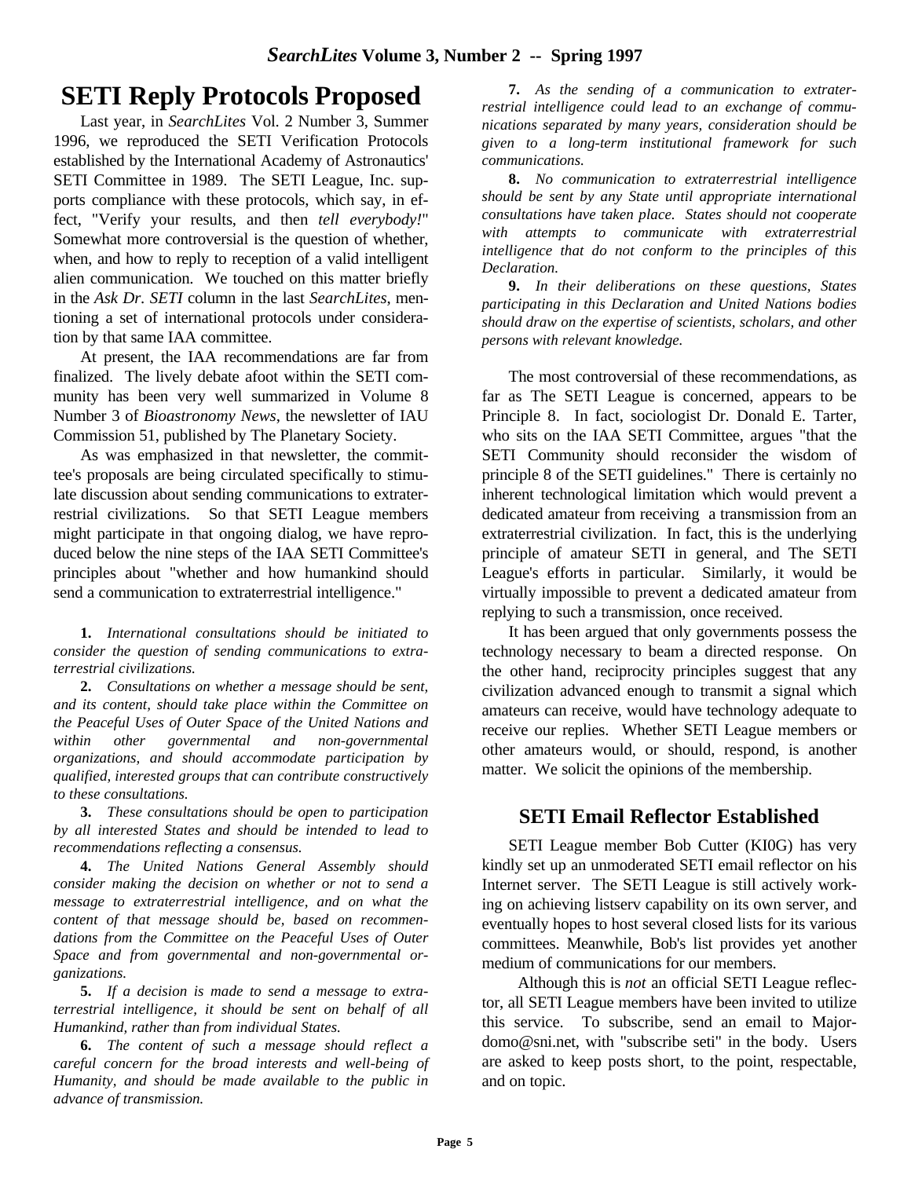# SETI Reply Protocols Proposed

Last year, in *SearchLites* Vol. 2 Number 3, Summer 1996, we reproduced the SETI Verification Protocols established by the International Academy of Astronautics' SETI Committee in 1989. The SETI League, Inc. supports compliance with these protocols, which say, in effect, "Verify your results, and then *tell everybody!*" Somewhat more controversial is the question of whether, when, and how to reply to reception of a valid intelligent alien communication. We touched on this matter briefly in the *Ask Dr. SETI* column in the last *SearchLites*, mentioning a set of international protocols under consideration by that same IAA committee.

At present, the IAA recommendations are far from finalized. The lively debate afoot within the SETI community has been very well summarized in Volume 8 Number 3 of *Bioastronomy News*, the newsletter of IAU Commission 51, published by The Planetary Society.

As was emphasized in that newsletter, the committee's proposals are being circulated specifically to stimulate discussion about sending communications to extraterrestrial civilizations. So that SETI League members might participate in that ongoing dialog, we have reproduced below the nine steps of the IAA SETI Committee's principles about "whether and how humankind should send a communication to extraterrestrial intelligence."

**1.** *International consultations should be initiated to consider the question of sending communications to extraterrestrial civilizations.*

**2.** *Consultations on whether a message should be sent, and its content, should take place within the Committee on the Peaceful Uses of Outer Space of the United Nations and within other governmental and non-governmental organizations, and should accommodate participation by qualified, interested groups that can contribute constructively to these consultations.*

**3.** *These consultations should be open to participation by all interested States and should be intended to lead to recommendations reflecting a consensus.*

**4.** *The United Nations General Assembly should consider making the decision on whether or not to send a message to extraterrestrial intelligence, and on what the content of that message should be, based on recommendations from the Committee on the Peaceful Uses of Outer Space and from governmental and non-governmental organizations.*

**5.** *If a decision is made to send a message to extraterrestrial intelligence, it should be sent on behalf of all Humankind, rather than from individual States.*

**6.** *The content of such a message should reflect a careful concern for the broad interests and well-being of Humanity, and should be made available to the public in advance of transmission.*

**7.** *As the sending of a communication to extraterrestrial intelligence could lead to an exchange of communications separated by many years, consideration should be given to a long-term institutional framework for such communications.*

**8.** *No communication to extraterrestrial intelligence should be sent by any State until appropriate international consultations have taken place. States should not cooperate with attempts to communicate with extraterrestrial intelligence that do not conform to the principles of this Declaration.*

**9.** *In their deliberations on these questions, States participating in this Declaration and United Nations bodies should draw on the expertise of scientists, scholars, and other persons with relevant knowledge.*

The most controversial of these recommendations, as far as The SETI League is concerned, appears to be Principle 8. In fact, sociologist Dr. Donald E. Tarter, who sits on the IAA SETI Committee, argues "that the SETI Community should reconsider the wisdom of principle 8 of the SETI guidelines." There is certainly no inherent technological limitation which would prevent a dedicated amateur from receiving a transmission from an extraterrestrial civilization. In fact, this is the underlying principle of amateur SETI in general, and The SETI League's efforts in particular. Similarly, it would be virtually impossible to prevent a dedicated amateur from replying to such a transmission, once received.

It has been argued that only governments possess the technology necessary to beam a directed response. On the other hand, reciprocity principles suggest that any civilization advanced enough to transmit a signal which amateurs can receive, would have technology adequate to receive our replies. Whether SETI League members or other amateurs would, or should, respond, is another matter. We solicit the opinions of the membership.

## SETI Email Reflector Established

SETI League member Bob Cutter (KI0G) has very kindly set up an unmoderated SETI email reflector on his Internet server. The SETI League is still actively working on achieving listserv capability on its own server, and eventually hopes to host several closed lists for its various committees. Meanwhile, Bob's list provides yet another medium of communications for our members.

Although this is *not* an official SETI League reflector, all SETI League members have been invited to utilize this service. To subscribe, send an email to Majordomo@sni.net, with "subscribe seti" in the body. Users are asked to keep posts short, to the point, respectable, and on topic.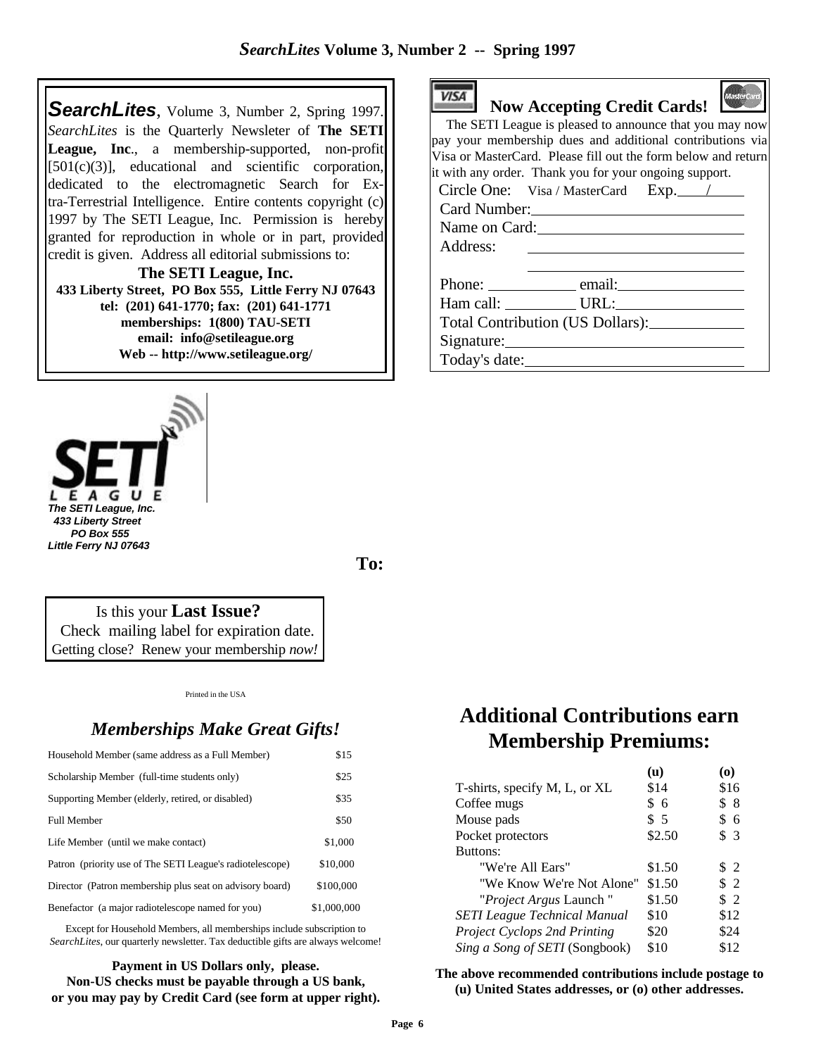***SearchLites***, Volume 3, Number 2, Spring 1997. *SearchLites* is the Quarterly Newsleter of **The SETI League, Inc**., a membership-supported, non-profit [501(c)(3)], educational and scientific corporation, dedicated to the electromagnetic Search for Extra-Terrestrial Intelligence. Entire contents copyright (c) 1997 by The SETI League, Inc. Permission is hereby granted for reproduction in whole or in part, provided credit is given. Address all editorial submissions to:

**The SETI League, Inc.**
**433 Liberty Street, PO Box 555, Little Ferry NJ 07643**
**tel: (201) 641-1770; fax: (201) 641-1771**
**memberships: 1(800) TAU-SETI**
**email: info@setileague.org**
**Web -- http://www.setileague.org/**

## Now Accepting Credit Cards!

The SETI League is pleased to announce that you may now pay your membership dues and additional contributions via Visa or MasterCard. Please fill out the form below and return it with any order. Thank you for your ongoing support.

Circle One: Visa / MasterCard Exp. ____/____
Card Number: ____________________
Name on Card: ____________________
Address: ____________________
____________________
Phone: __________ email: __________
Ham call: __________ URL: __________
Total Contribution (US Dollars): __________
Signature: ____________________
Today's date: ____________________

SETI LEAGUE

***The SETI League, Inc.***
***433 Liberty Street***
***PO Box 555***
***Little Ferry NJ 07643***

**To:**

Is this your **Last Issue?**
Check mailing label for expiration date.
Getting close? Renew your membership *now!*

Printed in the USA

## *Memberships Make Great Gifts!*

| | |
|---|---|
| Household Member (same address as a Full Member) | $15 |
| Scholarship Member (full-time students only) | $25 |
| Supporting Member (elderly, retired, or disabled) | $35 |
| Full Member | $50 |
| Life Member (until we make contact) | $1,000 |
| Patron (priority use of The SETI League's radiotelescope) | $10,000 |
| Director (Patron membership plus seat on advisory board) | $100,000 |
| Benefactor (a major radiotelescope named for you) | $1,000,000 |

Except for Household Members, all memberships include subscription to *SearchLites*, our quarterly newsletter. Tax deductible gifts are always welcome!

**Payment in US Dollars only, please.**
**Non-US checks must be payable through a US bank,**
**or you may pay by Credit Card (see form at upper right).**

## Additional Contributions earn Membership Premiums:

| | **(u)** | **(o)** |
|---|---|---|
| T-shirts, specify M, L, or XL | $14 | $16 |
| Coffee mugs | $ 6 | $ 8 |
| Mouse pads | $ 5 | $ 6 |
| Pocket protectors | $2.50 | $ 3 |
| Buttons: | | |
| "We're All Ears" | $1.50 | $ 2 |
| "We Know We're Not Alone" | $1.50 | $ 2 |
| "*Project Argus* Launch " | $1.50 | $ 2 |
| *SETI League Technical Manual* | $10 | $12 |
| *Project Cyclops 2nd Printing* | $20 | $24 |
| *Sing a Song of SETI* (Songbook) | $10 | $12 |

**The above recommended contributions include postage to (u) United States addresses, or (o) other addresses.**